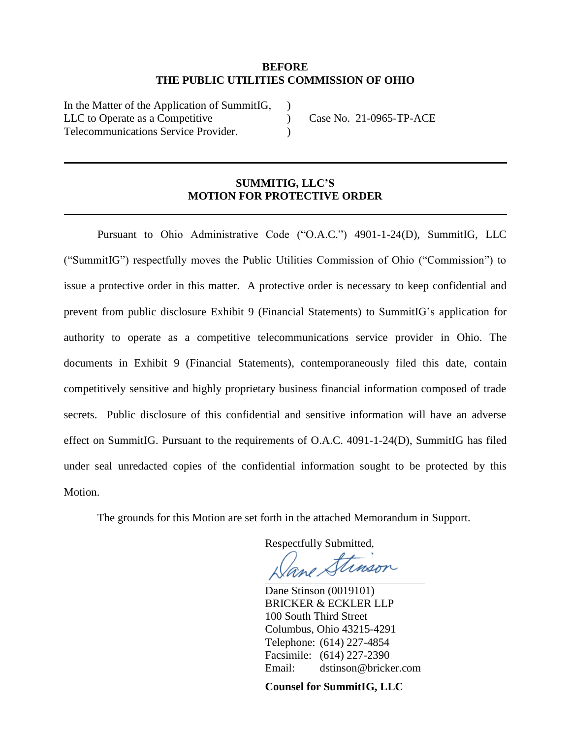**BEFORE**
**THE PUBLIC UTILITIES COMMISSION OF OHIO**

In the Matter of the Application of SummitIG, LLC to Operate as a Competitive Telecommunications Service Provider. ) Case No. 21-0965-TP-ACE

---

**SUMMITIG, LLC'S**
**MOTION FOR PROTECTIVE ORDER**

---

Pursuant to Ohio Administrative Code ("O.A.C.") 4901-1-24(D), SummitIG, LLC ("SummitIG") respectfully moves the Public Utilities Commission of Ohio ("Commission") to issue a protective order in this matter. A protective order is necessary to keep confidential and prevent from public disclosure Exhibit 9 (Financial Statements) to SummitIG's application for authority to operate as a competitive telecommunications service provider in Ohio. The documents in Exhibit 9 (Financial Statements), contemporaneously filed this date, contain competitively sensitive and highly proprietary business financial information composed of trade secrets. Public disclosure of this confidential and sensitive information will have an adverse effect on SummitIG. Pursuant to the requirements of O.A.C. 4091-1-24(D), SummitIG has filed under seal unredacted copies of the confidential information sought to be protected by this Motion.

The grounds for this Motion are set forth in the attached Memorandum in Support.

Respectfully Submitted,

Dane Stinson

Dane Stinson (0019101)
BRICKER & ECKLER LLP
100 South Third Street
Columbus, Ohio 43215-4291
Telephone: (614) 227-4854
Facsimile: (614) 227-2390
Email: dstinson@bricker.com

**Counsel for SummitIG, LLC**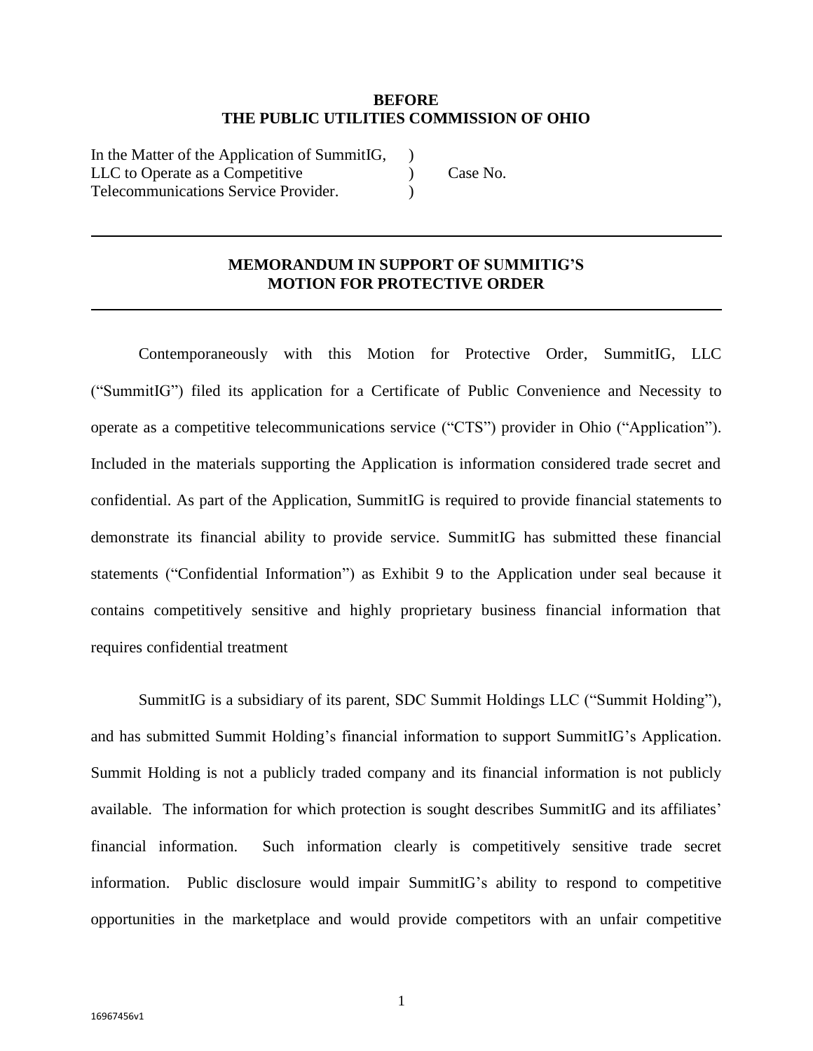**BEFORE**
**THE PUBLIC UTILITIES COMMISSION OF OHIO**

| | | |
|---|---|---|
| In the Matter of the Application of SummitIG, LLC to Operate as a Competitive Telecommunications Service Provider. | ) ) ) | Case No. |

---

**MEMORANDUM IN SUPPORT OF SUMMITIG'S MOTION FOR PROTECTIVE ORDER**

---

Contemporaneously with this Motion for Protective Order, SummitIG, LLC ("SummitIG") filed its application for a Certificate of Public Convenience and Necessity to operate as a competitive telecommunications service ("CTS") provider in Ohio ("Application"). Included in the materials supporting the Application is information considered trade secret and confidential. As part of the Application, SummitIG is required to provide financial statements to demonstrate its financial ability to provide service. SummitIG has submitted these financial statements ("Confidential Information") as Exhibit 9 to the Application under seal because it contains competitively sensitive and highly proprietary business financial information that requires confidential treatment

SummitIG is a subsidiary of its parent, SDC Summit Holdings LLC ("Summit Holding"), and has submitted Summit Holding's financial information to support SummitIG's Application. Summit Holding is not a publicly traded company and its financial information is not publicly available. The information for which protection is sought describes SummitIG and its affiliates' financial information. Such information clearly is competitively sensitive trade secret information. Public disclosure would impair SummitIG's ability to respond to competitive opportunities in the marketplace and would provide competitors with an unfair competitive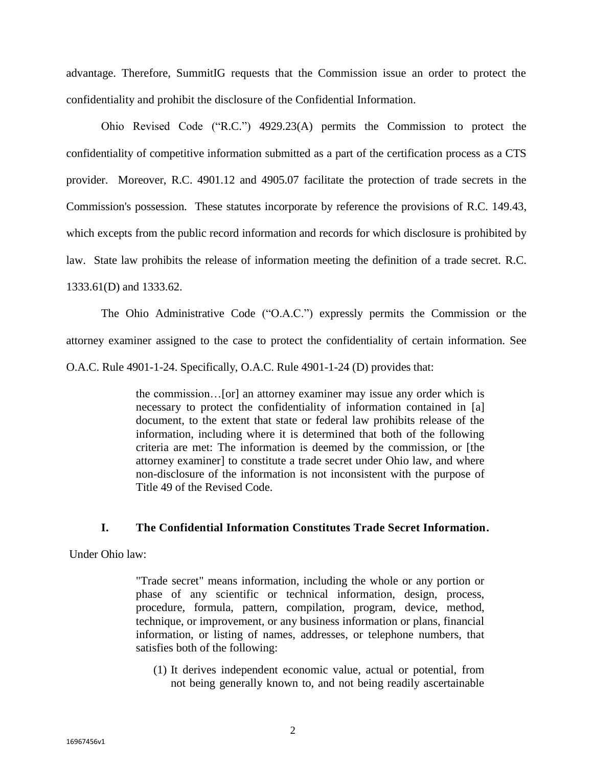advantage. Therefore, SummitIG requests that the Commission issue an order to protect the confidentiality and prohibit the disclosure of the Confidential Information.

Ohio Revised Code ("R.C.") 4929.23(A) permits the Commission to protect the confidentiality of competitive information submitted as a part of the certification process as a CTS provider. Moreover, R.C. 4901.12 and 4905.07 facilitate the protection of trade secrets in the Commission's possession. These statutes incorporate by reference the provisions of R.C. 149.43, which excepts from the public record information and records for which disclosure is prohibited by law. State law prohibits the release of information meeting the definition of a trade secret. R.C. 1333.61(D) and 1333.62.

The Ohio Administrative Code ("O.A.C.") expressly permits the Commission or the attorney examiner assigned to the case to protect the confidentiality of certain information. See O.A.C. Rule 4901-1-24. Specifically, O.A.C. Rule 4901-1-24 (D) provides that:

> the commission…[or] an attorney examiner may issue any order which is necessary to protect the confidentiality of information contained in [a] document, to the extent that state or federal law prohibits release of the information, including where it is determined that both of the following criteria are met: The information is deemed by the commission, or [the attorney examiner] to constitute a trade secret under Ohio law, and where non-disclosure of the information is not inconsistent with the purpose of Title 49 of the Revised Code.

## I. The Confidential Information Constitutes Trade Secret Information.

Under Ohio law:

> "Trade secret" means information, including the whole or any portion or phase of any scientific or technical information, design, process, procedure, formula, pattern, compilation, program, device, method, technique, or improvement, or any business information or plans, financial information, or listing of names, addresses, or telephone numbers, that satisfies both of the following:
>
> (1) It derives independent economic value, actual or potential, from not being generally known to, and not being readily ascertainable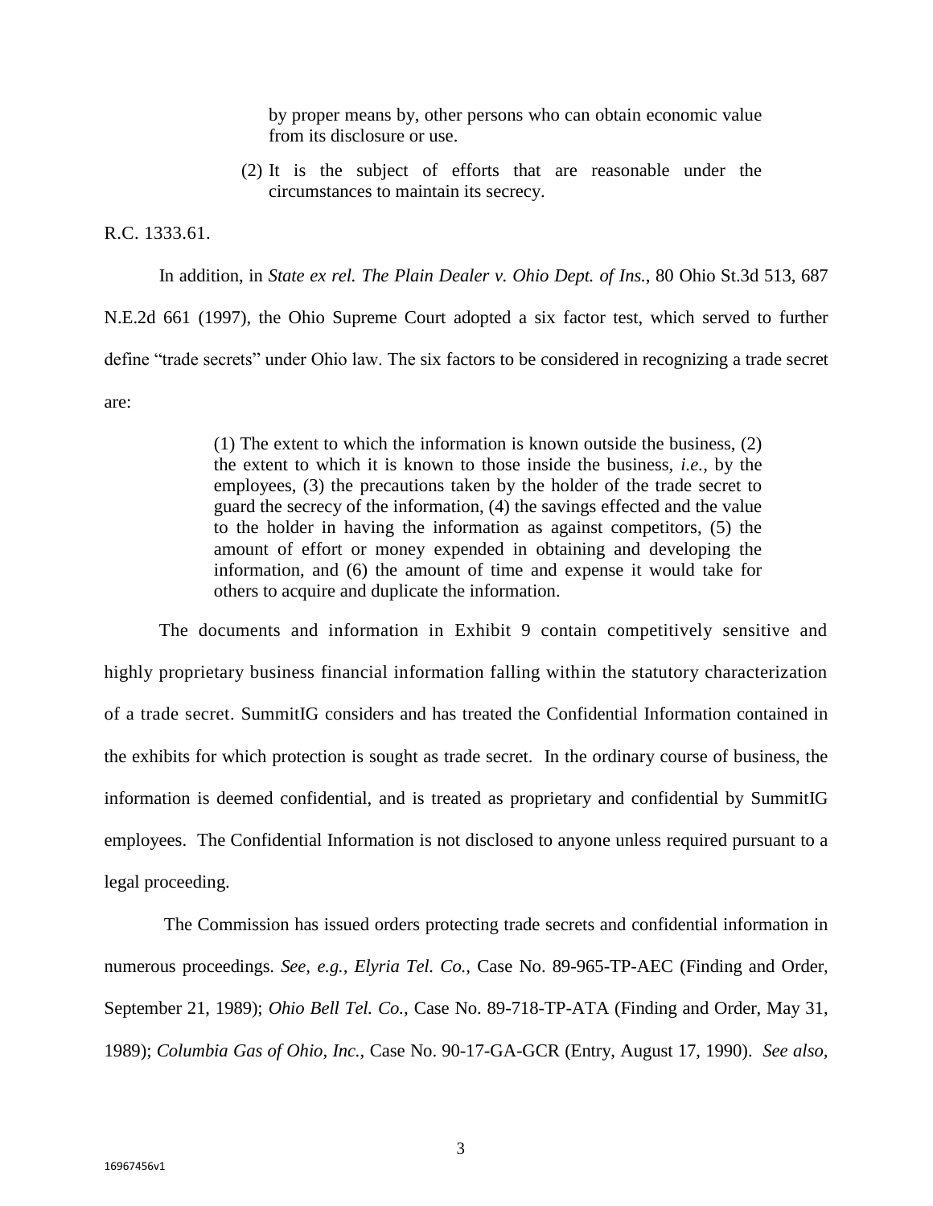> by proper means by, other persons who can obtain economic value from its disclosure or use.
>
> (2) It is the subject of efforts that are reasonable under the circumstances to maintain its secrecy.

R.C. 1333.61.

In addition, in *State ex rel. The Plain Dealer v. Ohio Dept. of Ins.*, 80 Ohio St.3d 513, 687 N.E.2d 661 (1997), the Ohio Supreme Court adopted a six factor test, which served to further define "trade secrets" under Ohio law. The six factors to be considered in recognizing a trade secret are:

> (1) The extent to which the information is known outside the business, (2) the extent to which it is known to those inside the business, *i.e.*, by the employees, (3) the precautions taken by the holder of the trade secret to guard the secrecy of the information, (4) the savings effected and the value to the holder in having the information as against competitors, (5) the amount of effort or money expended in obtaining and developing the information, and (6) the amount of time and expense it would take for others to acquire and duplicate the information.

The documents and information in Exhibit 9 contain competitively sensitive and highly proprietary business financial information falling within the statutory characterization of a trade secret. SummitIG considers and has treated the Confidential Information contained in the exhibits for which protection is sought as trade secret. In the ordinary course of business, the information is deemed confidential, and is treated as proprietary and confidential by SummitIG employees. The Confidential Information is not disclosed to anyone unless required pursuant to a legal proceeding.

The Commission has issued orders protecting trade secrets and confidential information in numerous proceedings. *See, e.g., Elyria Tel. Co.,* Case No. 89-965-TP-AEC (Finding and Order, September 21, 1989); *Ohio Bell Tel. Co.,* Case No. 89-718-TP-ATA (Finding and Order, May 31, 1989); *Columbia Gas of Ohio, Inc.*, Case No. 90-17-GA-GCR (Entry, August 17, 1990). *See also,*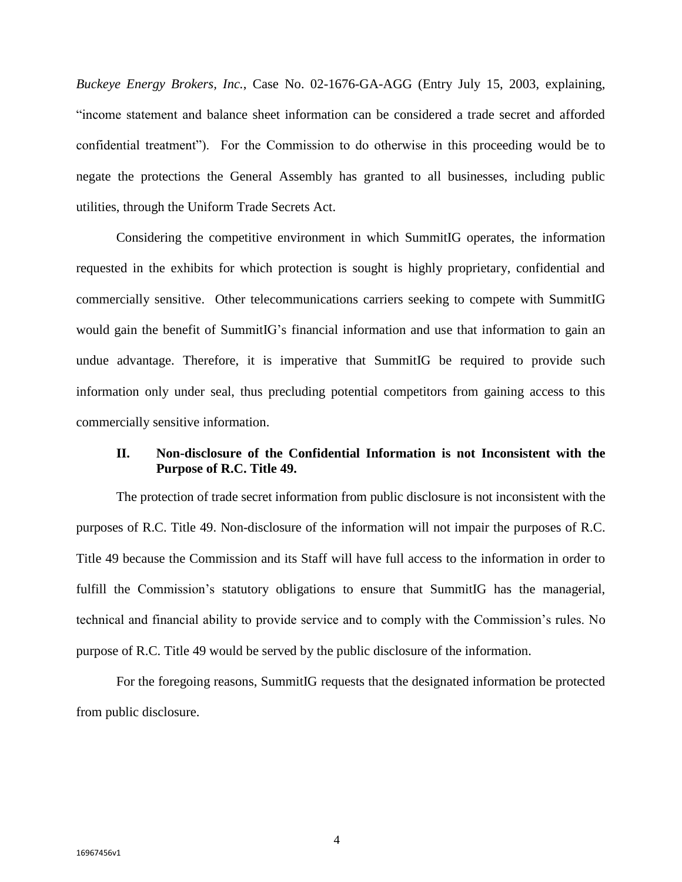*Buckeye Energy Brokers, Inc.*, Case No. 02-1676-GA-AGG (Entry July 15, 2003, explaining, "income statement and balance sheet information can be considered a trade secret and afforded confidential treatment"). For the Commission to do otherwise in this proceeding would be to negate the protections the General Assembly has granted to all businesses, including public utilities, through the Uniform Trade Secrets Act.

Considering the competitive environment in which SummitIG operates, the information requested in the exhibits for which protection is sought is highly proprietary, confidential and commercially sensitive. Other telecommunications carriers seeking to compete with SummitIG would gain the benefit of SummitIG's financial information and use that information to gain an undue advantage. Therefore, it is imperative that SummitIG be required to provide such information only under seal, thus precluding potential competitors from gaining access to this commercially sensitive information.

## II. Non-disclosure of the Confidential Information is not Inconsistent with the Purpose of R.C. Title 49.

The protection of trade secret information from public disclosure is not inconsistent with the purposes of R.C. Title 49. Non-disclosure of the information will not impair the purposes of R.C. Title 49 because the Commission and its Staff will have full access to the information in order to fulfill the Commission's statutory obligations to ensure that SummitIG has the managerial, technical and financial ability to provide service and to comply with the Commission's rules. No purpose of R.C. Title 49 would be served by the public disclosure of the information.

For the foregoing reasons, SummitIG requests that the designated information be protected from public disclosure.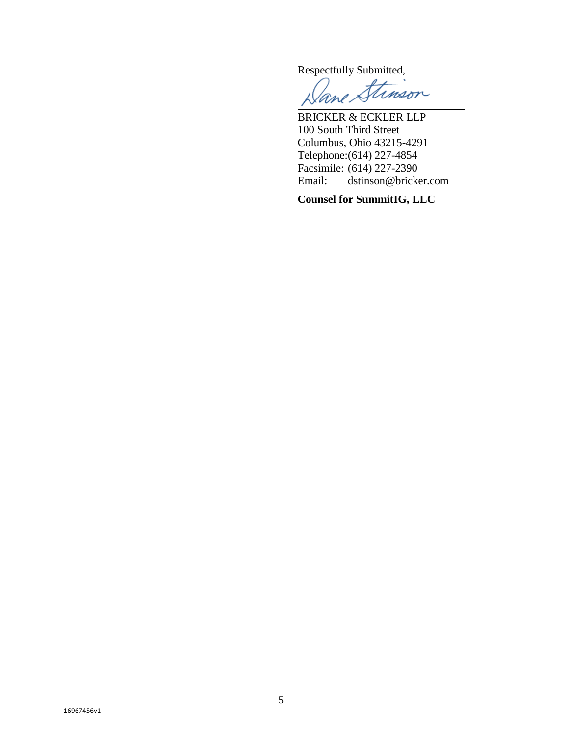Respectfully Submitted,

Dane Stinson

BRICKER & ECKLER LLP
100 South Third Street
Columbus, Ohio 43215-4291
Telephone:(614) 227-4854
Facsimile: (614) 227-2390
Email: dstinson@bricker.com

**Counsel for SummitIG, LLC**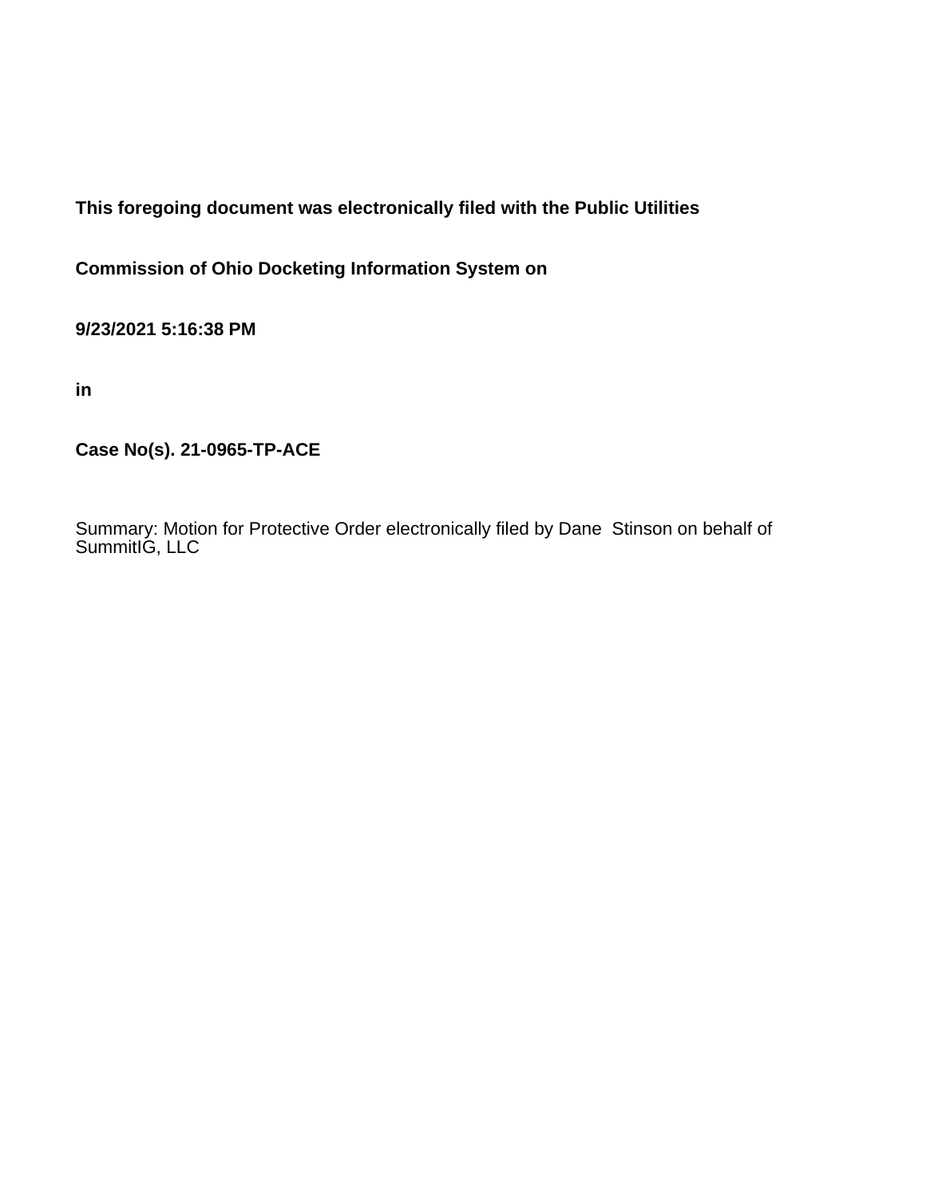**This foregoing document was electronically filed with the Public Utilities**

**Commission of Ohio Docketing Information System on**

**9/23/2021 5:16:38 PM**

**in**

**Case No(s). 21-0965-TP-ACE**

Summary: Motion for Protective Order electronically filed by Dane Stinson on behalf of SummitIG, LLC